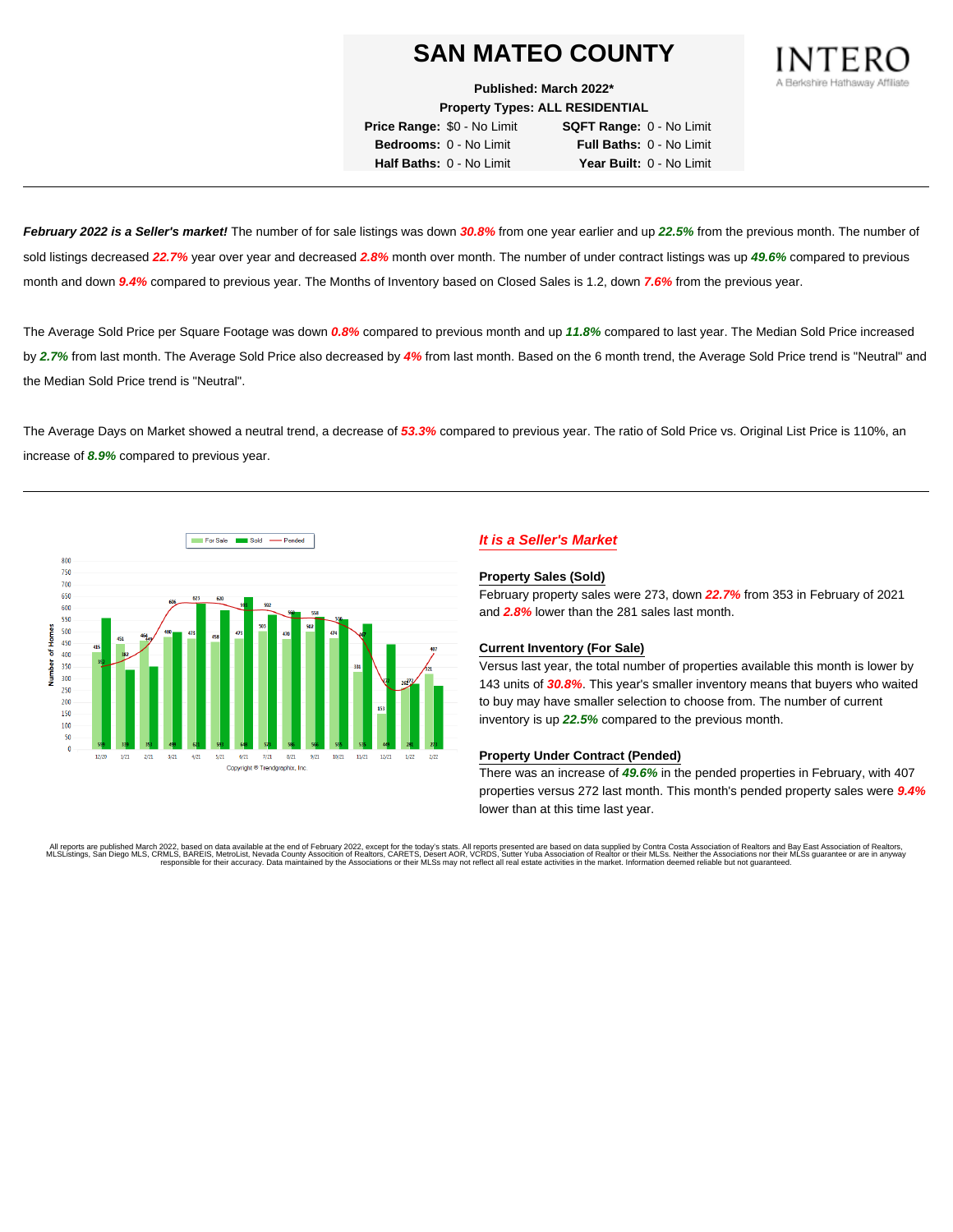# SAN MATEO COUNTY

**Published: March 2022***

**Property Types: ALL RESIDENTIAL**

| | | | |
|---|---|---|---|
| **Price Range:** | $0 - No Limit | **SQFT Range:** | 0 - No Limit |
| **Bedrooms:** | 0 - No Limit | **Full Baths:** | 0 - No Limit |
| **Half Baths:** | 0 - No Limit | **Year Built:** | 0 - No Limit |

INTERO
A Berkshire Hathaway Affiliate

***February 2022 is a Seller's market!*** The number of for sale listings was down ***30.8%*** from one year earlier and up ***22.5%*** from the previous month. The number of sold listings decreased ***22.7%*** year over year and decreased ***2.8%*** month over month. The number of under contract listings was up ***49.6%*** compared to previous month and down ***9.4%*** compared to previous year. The Months of Inventory based on Closed Sales is 1.2, down ***7.6%*** from the previous year.

The Average Sold Price per Square Footage was down ***0.8%*** compared to previous month and up ***11.8%*** compared to last year. The Median Sold Price increased by ***2.7%*** from last month. The Average Sold Price also decreased by ***4%*** from last month. Based on the 6 month trend, the Average Sold Price trend is "Neutral" and the Median Sold Price trend is "Neutral".

The Average Days on Market showed a neutral trend, a decrease of ***53.3%*** compared to previous year. The ratio of Sold Price vs. Original List Price is 110%, an increase of ***8.9%*** compared to previous year.

| Month | For Sale | Sold | Pended |
|---|---|---|---|
| 12/20 | 415 | 559 | 353 |
| 1/21 | 451 | 339 | 382 |
| 2/21 | 464 | 353 | 449 |
| 3/21 | 480 | 498 | 606 |
| 4/21 | 473 | 621 | 623 |
| 5/21 | 458 | 593 | 620 |
| 6/21 | 475 | 648 | 593 |
| 7/21 | 503 | 573 | 592 |
| 8/21 | 470 | 586 | 560 |
| 9/21 | 502 | 566 | 558 |
| 10/21 | 474 | 555 | 536 |
| 11/21 | 331 | 535 | 467 |
| 12/21 | 153 | 449 | 272 |
| 1/22 | 262 | 281 | 272 |
| 2/22 | 321 | 273 | 407 |

Copyright © Trendgraphix, Inc.

## *It is a Seller's Market*

### Property Sales (Sold)

February property sales were 273, down ***22.7%*** from 353 in February of 2021 and ***2.8%*** lower than the 281 sales last month.

### Current Inventory (For Sale)

Versus last year, the total number of properties available this month is lower by 143 units of ***30.8%***. This year's smaller inventory means that buyers who waited to buy may have smaller selection to choose from. The number of current inventory is up ***22.5%*** compared to the previous month.

### Property Under Contract (Pended)

There was an increase of ***49.6%*** in the pended properties in February, with 407 properties versus 272 last month. This month's pended property sales were ***9.4%*** lower than at this time last year.

All reports are published March 2022, based on data available at the end of February 2022, except for the today's stats. All reports presented are based on data supplied by Contra Costa Association of Realtors and Bay East Association of Realtors, MLSListings, San Diego MLS, CRMLS, BAREIS, MetroList, Nevada County Association of Realtors, CARETS, Desert AOR, VCRDS, Sutter Yuba Association of Realtor or their MLSs. Neither the Associations nor their MLSs guarantee or are in anyway responsible for their accuracy. Data maintained by the Associations or their MLSs may not reflect all real estate activities in the market. Information deemed reliable but not guaranteed.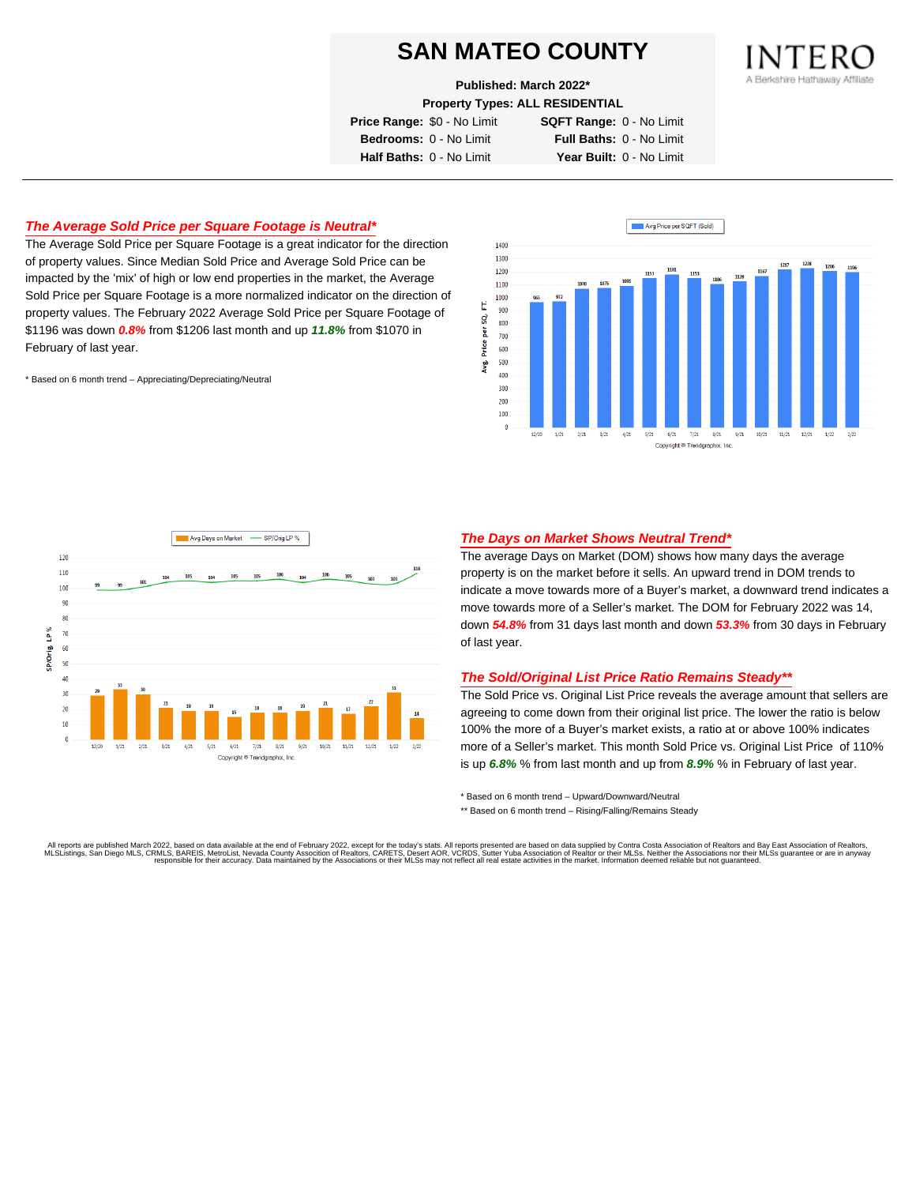# SAN MATEO COUNTY

**Published: March 2022***

**Property Types: ALL RESIDENTIAL**

| | | | |
|---|---|---|---|
| **Price Range:** | $0 - No Limit | **SQFT Range:** | 0 - No Limit |
| **Bedrooms:** | 0 - No Limit | **Full Baths:** | 0 - No Limit |
| **Half Baths:** | 0 - No Limit | **Year Built:** | 0 - No Limit |

INTERO
A Berkshire Hathaway Affiliate

## *The Average Sold Price per Square Footage is Neutral**

The Average Sold Price per Square Footage is a great indicator for the direction of property values. Since Median Sold Price and Average Sold Price can be impacted by the 'mix' of high or low end properties in the market, the Average Sold Price per Square Footage is a more normalized indicator on the direction of property values. The February 2022 Average Sold Price per Square Footage of $1196 was down ***0.8%*** from $1206 last month and up ***11.8%*** from $1070 in February of last year.

\* Based on 6 month trend – Appreciating/Depreciating/Neutral

Avg Price per SQFT (Sold)

| Month | 12/20 | 1/21 | 2/21 | 3/21 | 4/21 | 5/21 | 6/21 | 7/21 | 8/21 | 9/21 | 10/21 | 11/21 | 12/21 | 1/22 | 2/22 |
|---|---|---|---|---|---|---|---|---|---|---|---|---|---|---|---|
| Avg. Price per SQ. FT. | 965 | 972 | 1070 | 1075 | 1091 | 1153 | 1181 | 1153 | 1106 | 1128 | 1167 | 1217 | 1228 | 1206 | 1196 |

Copyright ® Trendgraphix, Inc.

Avg Days on Market / SP/Orig LP %

| Month | 12/20 | 1/21 | 2/21 | 3/21 | 4/21 | 5/21 | 6/21 | 7/21 | 8/21 | 9/21 | 10/21 | 11/21 | 12/21 | 1/22 | 2/22 |
|---|---|---|---|---|---|---|---|---|---|---|---|---|---|---|---|
| Avg Days on Market | 29 | 33 | 30 | 21 | 19 | 19 | 15 | 18 | 18 | 19 | 21 | 17 | 22 | 31 | 14 |
| SP/Orig LP % | 99 | 99 | 101 | 104 | 105 | 104 | 105 | 105 | 106 | 104 | 106 | 105 | 103 | 103 | 110 |

Copyright ® Trendgraphix, Inc.

## *The Days on Market Shows Neutral Trend**

The average Days on Market (DOM) shows how many days the average property is on the market before it sells. An upward trend in DOM trends to indicate a move towards more of a Buyer's market, a downward trend indicates a move towards more of a Seller's market. The DOM for February 2022 was 14, down ***54.8%*** from 31 days last month and down ***53.3%*** from 30 days in February of last year.

## *The Sold/Original List Price Ratio Remains Steady***

The Sold Price vs. Original List Price reveals the average amount that sellers are agreeing to come down from their original list price. The lower the ratio is below 100% the more of a Buyer's market exists, a ratio at or above 100% indicates more of a Seller's market. This month Sold Price vs. Original List Price of 110% is up ***6.8%*** % from last month and up from ***8.9%*** % in February of last year.

\* Based on 6 month trend – Upward/Downward/Neutral

\*\* Based on 6 month trend – Rising/Falling/Remains Steady

All reports are published March 2022, based on data available at the end of February 2022, except for the today's stats. All reports presented are based on data supplied by Contra Costa Association of Realtors and Bay East Association of Realtors, MLSListings, San Diego MLS, CRMLS, BAREIS, MetroList, Nevada County Association of Realtors, CARETS, Desert AOR, VCRDS, Sutter Yuba Association of Realtor or their MLSs. Neither the Associations nor their MLSs guarantee or are in anyway responsible for their accuracy. Data maintained by the Associations or their MLSs may not reflect all real estate activities in the market. Information deemed reliable but not guaranteed.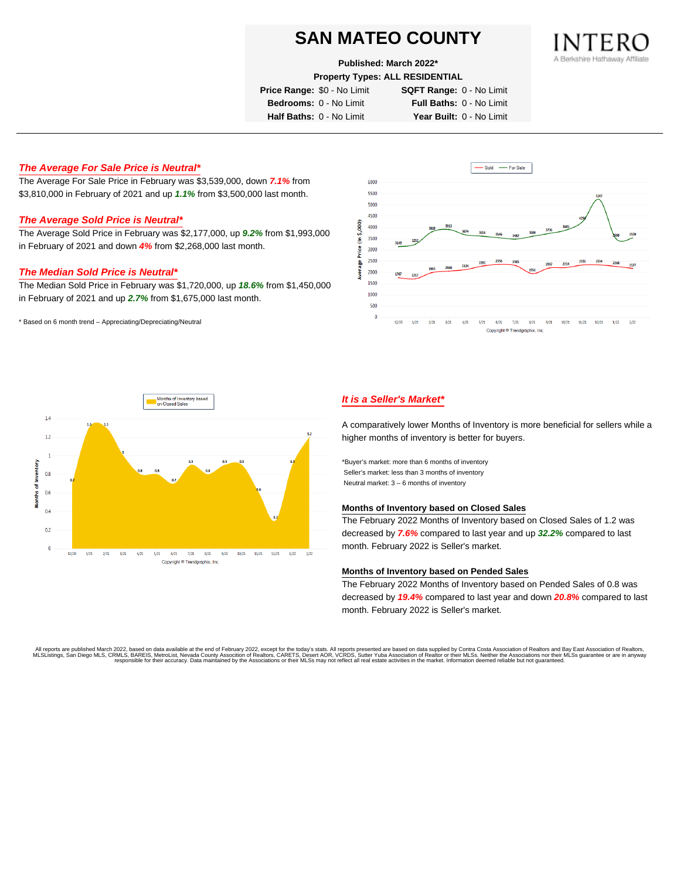# SAN MATEO COUNTY

**Published: March 2022***

**Property Types: ALL RESIDENTIAL**

| | | | |
|---|---|---|---|
| **Price Range:** | $0 - No Limit | **SQFT Range:** | 0 - No Limit |
| **Bedrooms:** | 0 - No Limit | **Full Baths:** | 0 - No Limit |
| **Half Baths:** | 0 - No Limit | **Year Built:** | 0 - No Limit |

### *The Average For Sale Price is Neutral**

The Average For Sale Price in February was $3,539,000, down ***7.1%*** from $3,810,000 in February of 2021 and up ***1.1%*** from $3,500,000 last month.

### *The Average Sold Price is Neutral**

The Average Sold Price in February was $2,177,000, up ***9.2%*** from $1,993,000 in February of 2021 and down ***4%*** from $2,268,000 last month.

### *The Median Sold Price is Neutral**

The Median Sold Price in February was $1,720,000, up ***18.6%*** from $1,450,000 in February of 2021 and up ***2.7%*** from $1,675,000 last month.

\* Based on 6 month trend – Appreciating/Depreciating/Neutral

### *It is a Seller's Market**

A comparatively lower Months of Inventory is more beneficial for sellers while a higher months of inventory is better for buyers.

*Buyer's market: more than 6 months of inventory
Seller's market: less than 3 months of inventory
Neutral market: 3 – 6 months of inventory

#### Months of Inventory based on Closed Sales

The February 2022 Months of Inventory based on Closed Sales of 1.2 was decreased by ***7.6%*** compared to last year and up ***32.2%*** compared to last month. February 2022 is Seller's market.

#### Months of Inventory based on Pended Sales

The February 2022 Months of Inventory based on Pended Sales of 0.8 was decreased by ***19.4%*** compared to last year and down ***20.8%*** compared to last month. February 2022 is Seller's market.

All reports are published March 2022, based on data available at the end of February 2022, except for the today's stats. All reports presented are based on data supplied by Contra Costa Association of Realtors and Bay East Association of Realtors, MLSListings, San Diego MLS, CRMLS, BAREIS, MetroList, Nevada County Association of Realtors, CARETS, Desert AOR, VCRDS, Sutter Yuba Association of Realtor or their MLSs. Neither the Associations nor their MLSs guarantee or are in anyway responsible for their accuracy. Data maintained by the Associations or their MLSs may not reflect all real estate activities in the market. Information deemed reliable but not guaranteed.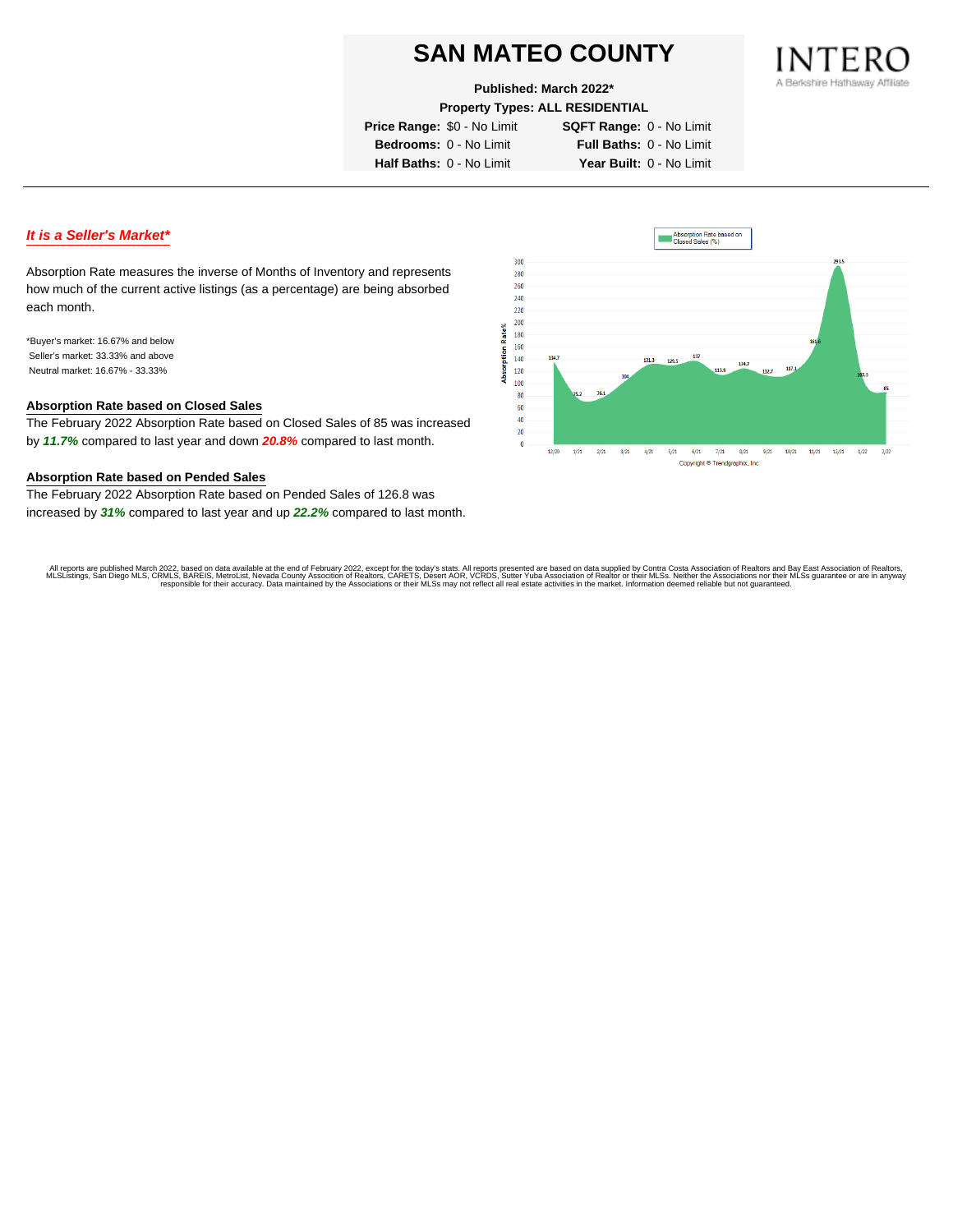# SAN MATEO COUNTY

INTERO
A Berkshire Hathaway Affiliate

**Published: March 2022***

**Property Types: ALL RESIDENTIAL**

**Price Range:** $0 - No Limit **SQFT Range:** 0 - No Limit
**Bedrooms:** 0 - No Limit **Full Baths:** 0 - No Limit
**Half Baths:** 0 - No Limit **Year Built:** 0 - No Limit

---

***It is a Seller's Market****

Absorption Rate measures the inverse of Months of Inventory and represents how much of the current active listings (as a percentage) are being absorbed each month.

*Buyer's market: 16.67% and below
Seller's market: 33.33% and above
Neutral market: 16.67% - 33.33%

Absorption Rate based on Closed Sales (%)

Absorption Rate%

300
280
260
240
220
200
180
160
140
120
100
80
60
40
20
0

134.7
75.2
76.1
104
131.3
129.5
137
113.6
124.7
112.7
117.1
161.6
293.5
107.3
85

12/20 1/21 2/21 3/21 4/21 5/21 6/21 7/21 8/21 9/21 10/21 11/21 12/21 1/22 2/22

Copyright ® Trendgraphix, Inc.

## Absorption Rate based on Closed Sales

The February 2022 Absorption Rate based on Closed Sales of 85 was increased by ***11.7%*** compared to last year and down ***20.8%*** compared to last month.

## Absorption Rate based on Pended Sales

The February 2022 Absorption Rate based on Pended Sales of 126.8 was increased by ***31%*** compared to last year and up ***22.2%*** compared to last month.

All reports are published March 2022, based on data available at the end of February 2022, except for the today's stats. All reports presented are based on data supplied by Contra Costa Association of Realtors and Bay East Association of Realtors, MLSListings, San Diego MLS, CRMLS, BAREIS, MetroList, Nevada County Association of Realtors, CARETS, Desert AOR, VCRDS, Sutter Yuba Association of Realtor or their MLSs. Neither the Associations nor their MLSs guarantee or are in anyway responsible for their accuracy. Data maintained by the Associations or their MLSs may not reflect all real estate activities in the market. Information deemed reliable but not guaranteed.